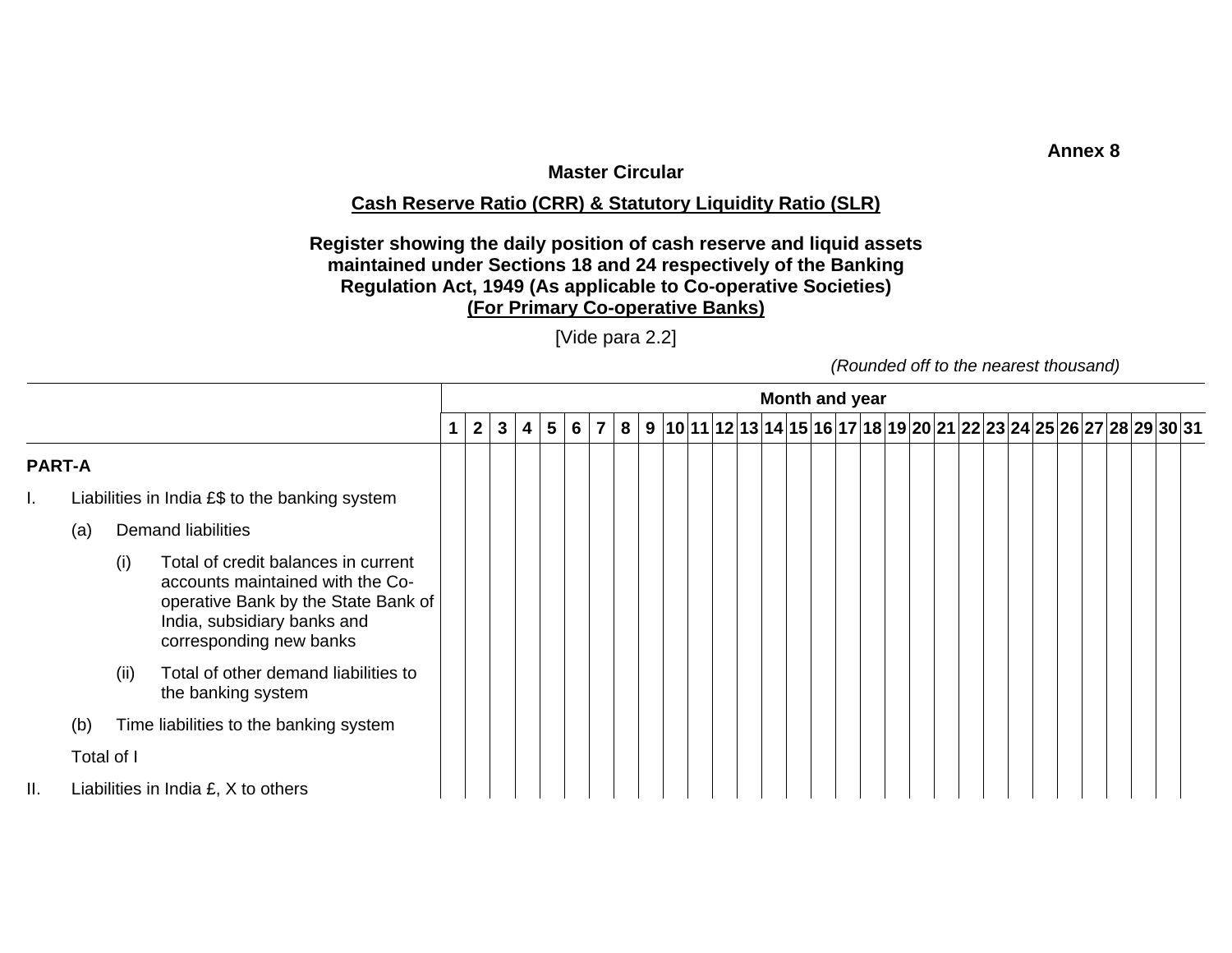**Annex 8**

**Master Circular**

**Cash Reserve Ratio (CRR) & Statutory Liquidity Ratio (SLR)**

**Register showing the daily position of cash reserve and liquid assets maintained under Sections 18 and 24 respectively of the Banking Regulation Act, 1949 (As applicable to Co-operative Societies)**
**(For Primary Co-operative Banks)**

[Vide para 2.2]

*(Rounded off to the nearest thousand)*

| | Month and year | | | | | | | | | | | | | | | | | | | | | | | | | | | | | | |
|---|---|---|---|---|---|---|---|---|---|---|---|---|---|---|---|---|---|---|---|---|---|---|---|---|---|---|---|---|---|---|---|
| | **1** | **2** | **3** | **4** | **5** | **6** | **7** | **8** | **9** | **10** | **11** | **12** | **13** | **14** | **15** | **16** | **17** | **18** | **19** | **20** | **21** | **22** | **23** | **24** | **25** | **26** | **27** | **28** | **29** | **30** | **31** |
| **PART-A** | | | | | | | | | | | | | | | | | | | | | | | | | | | | | | | |
| I. Liabilities in India £$ to the banking system | | | | | | | | | | | | | | | | | | | | | | | | | | | | | | | |
| (a) Demand liabilities | | | | | | | | | | | | | | | | | | | | | | | | | | | | | | | |
| (i) Total of credit balances in current accounts maintained with the Co-operative Bank by the State Bank of India, subsidiary banks and corresponding new banks | | | | | | | | | | | | | | | | | | | | | | | | | | | | | | | |
| (ii) Total of other demand liabilities to the banking system | | | | | | | | | | | | | | | | | | | | | | | | | | | | | | | |
| (b) Time liabilities to the banking system | | | | | | | | | | | | | | | | | | | | | | | | | | | | | | | |
| Total of I | | | | | | | | | | | | | | | | | | | | | | | | | | | | | | | |
| II. Liabilities in India £, X to others | | | | | | | | | | | | | | | | | | | | | | | | | | | | | | | |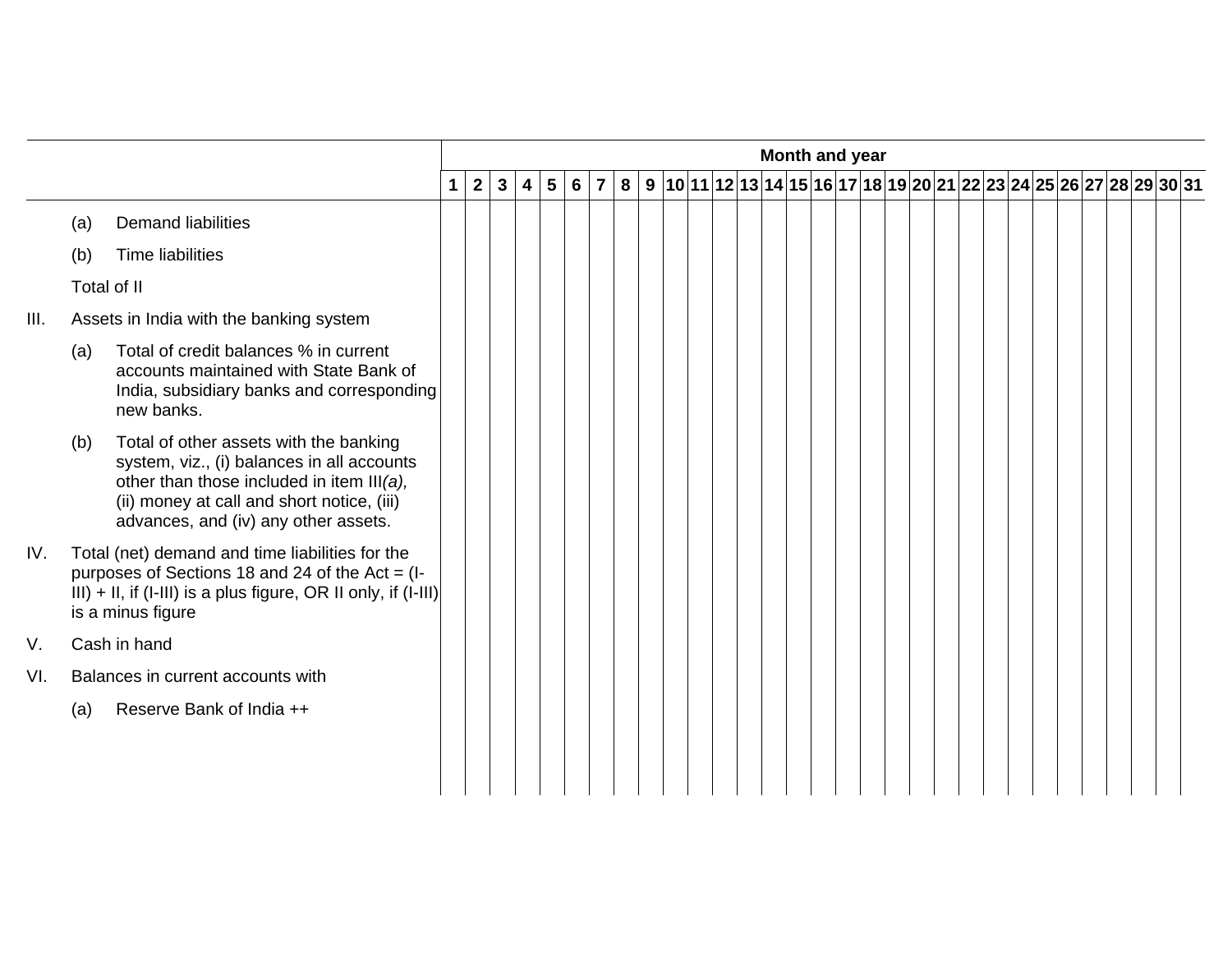| | | Month and year | | | | | | | | | | | | | | | | | | | | | | | | | | | | | | |
|---|---|---|---|---|---|---|---|---|---|---|---|---|---|---|---|---|---|---|---|---|---|---|---|---|---|---|---|---|---|---|---|---|
| | | **1** | **2** | **3** | **4** | **5** | **6** | **7** | **8** | **9** | **10** | **11** | **12** | **13** | **14** | **15** | **16** | **17** | **18** | **19** | **20** | **21** | **22** | **23** | **24** | **25** | **26** | **27** | **28** | **29** | **30** | **31** |
| | (a) Demand liabilities | | | | | | | | | | | | | | | | | | | | | | | | | | | | | | | |
| | (b) Time liabilities | | | | | | | | | | | | | | | | | | | | | | | | | | | | | | | |
| | Total of II | | | | | | | | | | | | | | | | | | | | | | | | | | | | | | | |
| III. | Assets in India with the banking system | | | | | | | | | | | | | | | | | | | | | | | | | | | | | | | |
| | (a) Total of credit balances % in current accounts maintained with State Bank of India, subsidiary banks and corresponding new banks. | | | | | | | | | | | | | | | | | | | | | | | | | | | | | | | |
| | (b) Total of other assets with the banking system, viz., (i) balances in all accounts other than those included in item III*(a),* (ii) money at call and short notice, (iii) advances, and (iv) any other assets. | | | | | | | | | | | | | | | | | | | | | | | | | | | | | | | |
| IV. | Total (net) demand and time liabilities for the purposes of Sections 18 and 24 of the Act = (I-III) + II, if (I-III) is a plus figure, OR II only, if (I-III) is a minus figure | | | | | | | | | | | | | | | | | | | | | | | | | | | | | | | |
| V. | Cash in hand | | | | | | | | | | | | | | | | | | | | | | | | | | | | | | | |
| VI. | Balances in current accounts with | | | | | | | | | | | | | | | | | | | | | | | | | | | | | | | |
| | (a) Reserve Bank of India ++ | | | | | | | | | | | | | | | | | | | | | | | | | | | | | | | |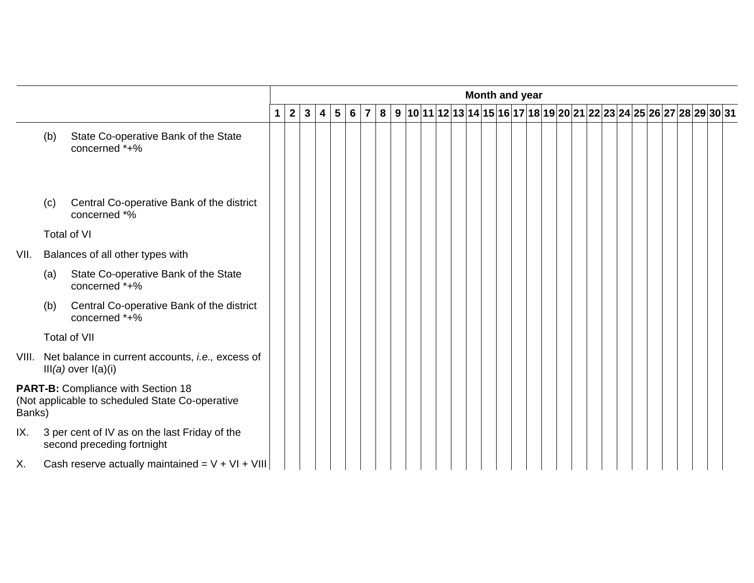| | | Month and year | | | | | | | | | | | | | | | | | | | | | | | | | | | | | | |
|---|---|---|---|---|---|---|---|---|---|---|---|---|---|---|---|---|---|---|---|---|---|---|---|---|---|---|---|---|---|---|---|---|
| | | **1** | **2** | **3** | **4** | **5** | **6** | **7** | **8** | **9** | **10** | **11** | **12** | **13** | **14** | **15** | **16** | **17** | **18** | **19** | **20** | **21** | **22** | **23** | **24** | **25** | **26** | **27** | **28** | **29** | **30** | **31** |
| | (b) State Co-operative Bank of the State concerned *+% | | | | | | | | | | | | | | | | | | | | | | | | | | | | | | | |
| | (c) Central Co-operative Bank of the district concerned *% | | | | | | | | | | | | | | | | | | | | | | | | | | | | | | | |
| | Total of VI | | | | | | | | | | | | | | | | | | | | | | | | | | | | | | | |
| VII. | Balances of all other types with | | | | | | | | | | | | | | | | | | | | | | | | | | | | | | | |
| | (a) State Co-operative Bank of the State concerned *+% | | | | | | | | | | | | | | | | | | | | | | | | | | | | | | | |
| | (b) Central Co-operative Bank of the district concerned *+% | | | | | | | | | | | | | | | | | | | | | | | | | | | | | | | |
| | Total of VII | | | | | | | | | | | | | | | | | | | | | | | | | | | | | | | |
| VIII. | Net balance in current accounts, *i.e.,* excess of III*(a)* over I(a)(i) | | | | | | | | | | | | | | | | | | | | | | | | | | | | | | | |
| **PART-B:** Compliance with Section 18 (Not applicable to scheduled State Co-operative Banks) | | | | | | | | | | | | | | | | | | | | | | | | | | | | | | | | |
| IX. | 3 per cent of IV as on the last Friday of the second preceding fortnight | | | | | | | | | | | | | | | | | | | | | | | | | | | | | | | |
| X. | Cash reserve actually maintained = V + VI + VIII | | | | | | | | | | | | | | | | | | | | | | | | | | | | | | | |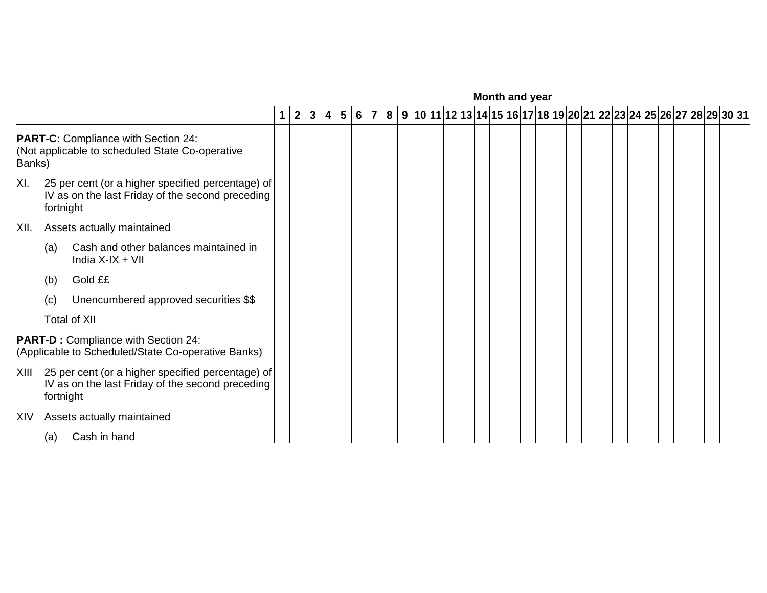| | Month and year | | | | | | | | | | | | | | | | | | | | | | | | | | | | | | |
|---|---|---|---|---|---|---|---|---|---|---|---|---|---|---|---|---|---|---|---|---|---|---|---|---|---|---|---|---|---|---|---|
| | 1 | 2 | 3 | 4 | 5 | 6 | 7 | 8 | 9 | 10 | 11 | 12 | 13 | 14 | 15 | 16 | 17 | 18 | 19 | 20 | 21 | 22 | 23 | 24 | 25 | 26 | 27 | 28 | 29 | 30 | 31 |
| **PART-C:** Compliance with Section 24: (Not applicable to scheduled State Co-operative Banks) | | | | | | | | | | | | | | | | | | | | | | | | | | | | | | | |
| XI. 25 per cent (or a higher specified percentage) of IV as on the last Friday of the second preceding fortnight | | | | | | | | | | | | | | | | | | | | | | | | | | | | | | | |
| XII. Assets actually maintained | | | | | | | | | | | | | | | | | | | | | | | | | | | | | | | |
| (a) Cash and other balances maintained in India X-IX + VII | | | | | | | | | | | | | | | | | | | | | | | | | | | | | | | |
| (b) Gold ££ | | | | | | | | | | | | | | | | | | | | | | | | | | | | | | | |
| (c) Unencumbered approved securities $$ | | | | | | | | | | | | | | | | | | | | | | | | | | | | | | | |
| Total of XII | | | | | | | | | | | | | | | | | | | | | | | | | | | | | | | |
| **PART-D :** Compliance with Section 24: (Applicable to Scheduled/State Co-operative Banks) | | | | | | | | | | | | | | | | | | | | | | | | | | | | | | | |
| XIII 25 per cent (or a higher specified percentage) of IV as on the last Friday of the second preceding fortnight | | | | | | | | | | | | | | | | | | | | | | | | | | | | | | | |
| XIV Assets actually maintained | | | | | | | | | | | | | | | | | | | | | | | | | | | | | | | |
| (a) Cash in hand | | | | | | | | | | | | | | | | | | | | | | | | | | | | | | | |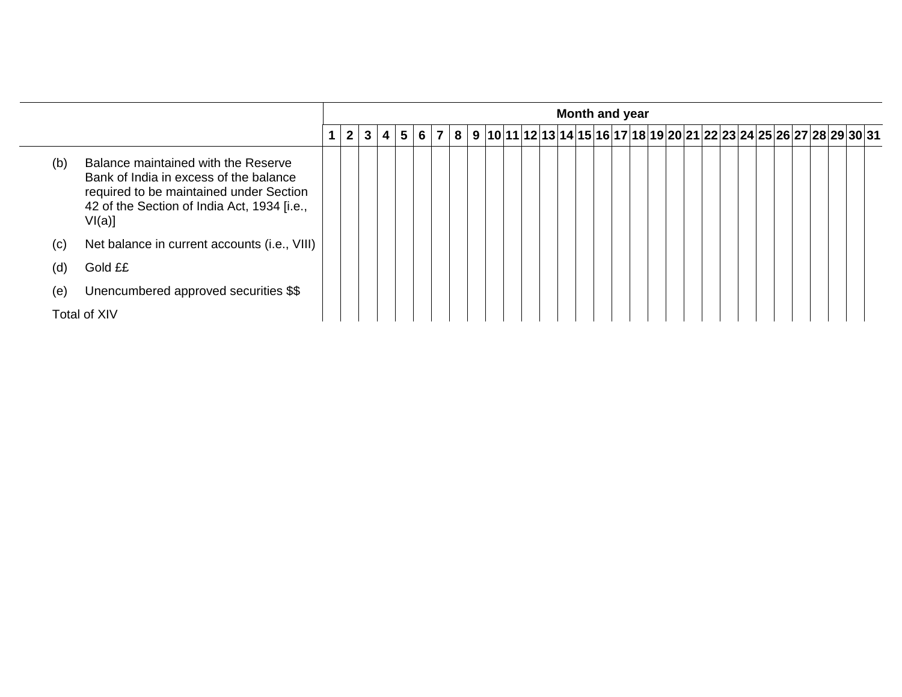| | | Month and year | | | | | | | | | | | | | | | | | | | | | | | | | | | | | | |
|---|---|---|---|---|---|---|---|---|---|---|---|---|---|---|---|---|---|---|---|---|---|---|---|---|---|---|---|---|---|---|---|---|
| | | 1 | 2 | 3 | 4 | 5 | 6 | 7 | 8 | 9 | 10 | 11 | 12 | 13 | 14 | 15 | 16 | 17 | 18 | 19 | 20 | 21 | 22 | 23 | 24 | 25 | 26 | 27 | 28 | 29 | 30 | 31 |
| (b) | Balance maintained with the Reserve Bank of India in excess of the balance required to be maintained under Section 42 of the Section of India Act, 1934 [i.e., VI(a)] | | | | | | | | | | | | | | | | | | | | | | | | | | | | | | | |
| (c) | Net balance in current accounts (i.e., VIII) | | | | | | | | | | | | | | | | | | | | | | | | | | | | | | | |
| (d) | Gold ££ | | | | | | | | | | | | | | | | | | | | | | | | | | | | | | | |
| (e) | Unencumbered approved securities $$ | | | | | | | | | | | | | | | | | | | | | | | | | | | | | | | |
| Total of XIV | | | | | | | | | | | | | | | | | | | | | | | | | | | | | | | | |